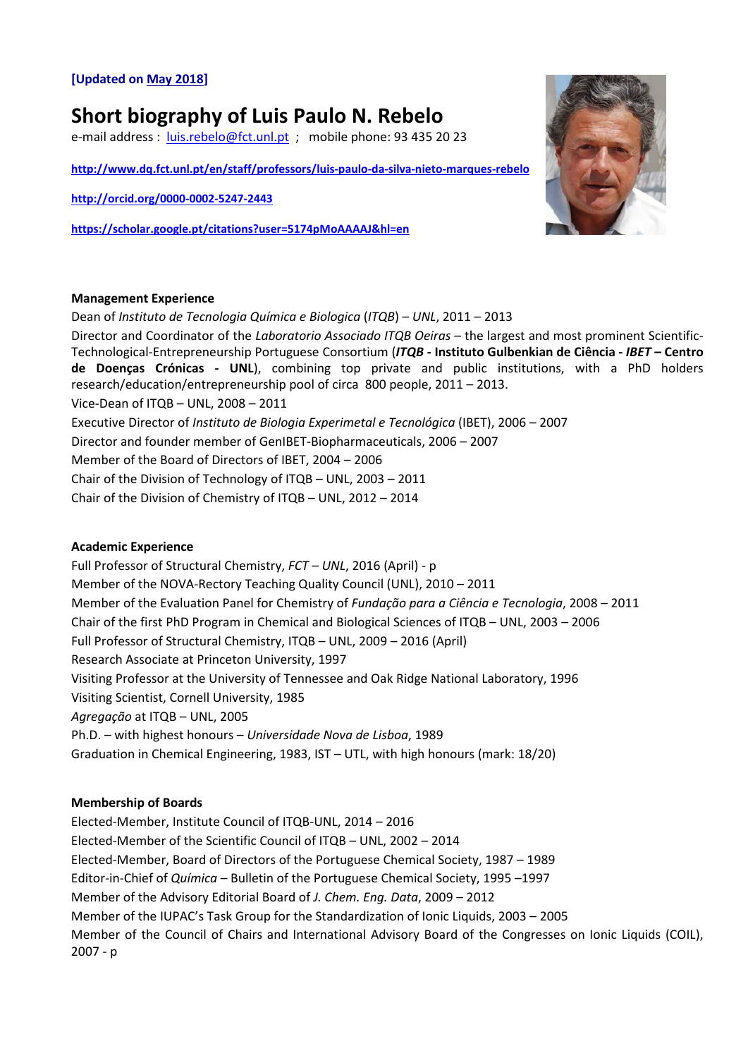**[Updated on May 2018]**

# Short biography of Luis Paulo N. Rebelo

e-mail address : luis.rebelo@fct.unl.pt ; mobile phone: 93 435 20 23

**http://www.dq.fct.unl.pt/en/staff/professors/luis-paulo-da-silva-nieto-marques-rebelo**

**http://orcid.org/0000-0002-5247-2443**

**https://scholar.google.pt/citations?user=5174pMoAAAAJ&hl=en**

**Management Experience**

Dean of *Instituto de Tecnologia Química e Biologica* (*ITQB*) – *UNL*, 2011 – 2013

Director and Coordinator of the *Laboratorio Associado ITQB Oeiras* – the largest and most prominent Scientific-Technological-Entrepreneurship Portuguese Consortium (***ITQB* - Instituto Gulbenkian de Ciência - *IBET* – Centro de Doenças Crónicas - UNL**), combining top private and public institutions, with a PhD holders research/education/entrepreneurship pool of circa 800 people, 2011 – 2013.

Vice-Dean of ITQB – UNL, 2008 – 2011

Executive Director of *Instituto de Biologia Experimetal e Tecnológica* (IBET), 2006 – 2007

Director and founder member of GenIBET-Biopharmaceuticals, 2006 – 2007

Member of the Board of Directors of IBET, 2004 – 2006

Chair of the Division of Technology of ITQB – UNL, 2003 – 2011

Chair of the Division of Chemistry of ITQB – UNL, 2012 – 2014

**Academic Experience**

Full Professor of Structural Chemistry, *FCT – UNL*, 2016 (April) - p

Member of the NOVA-Rectory Teaching Quality Council (UNL), 2010 – 2011

Member of the Evaluation Panel for Chemistry of *Fundação para a Ciência e Tecnologia*, 2008 – 2011

Chair of the first PhD Program in Chemical and Biological Sciences of ITQB – UNL, 2003 – 2006

Full Professor of Structural Chemistry, ITQB – UNL, 2009 – 2016 (April)

Research Associate at Princeton University, 1997

Visiting Professor at the University of Tennessee and Oak Ridge National Laboratory, 1996

Visiting Scientist, Cornell University, 1985

*Agregação* at ITQB – UNL, 2005

Ph.D. – with highest honours – *Universidade Nova de Lisboa*, 1989

Graduation in Chemical Engineering, 1983, IST – UTL, with high honours (mark: 18/20)

**Membership of Boards**

Elected-Member, Institute Council of ITQB-UNL, 2014 – 2016

Elected-Member of the Scientific Council of ITQB – UNL, 2002 – 2014

Elected-Member, Board of Directors of the Portuguese Chemical Society, 1987 – 1989

Editor-in-Chief of *Química* – Bulletin of the Portuguese Chemical Society, 1995 –1997

Member of the Advisory Editorial Board of *J. Chem. Eng. Data*, 2009 – 2012

Member of the IUPAC's Task Group for the Standardization of Ionic Liquids, 2003 – 2005

Member of the Council of Chairs and International Advisory Board of the Congresses on Ionic Liquids (COIL), 2007 - p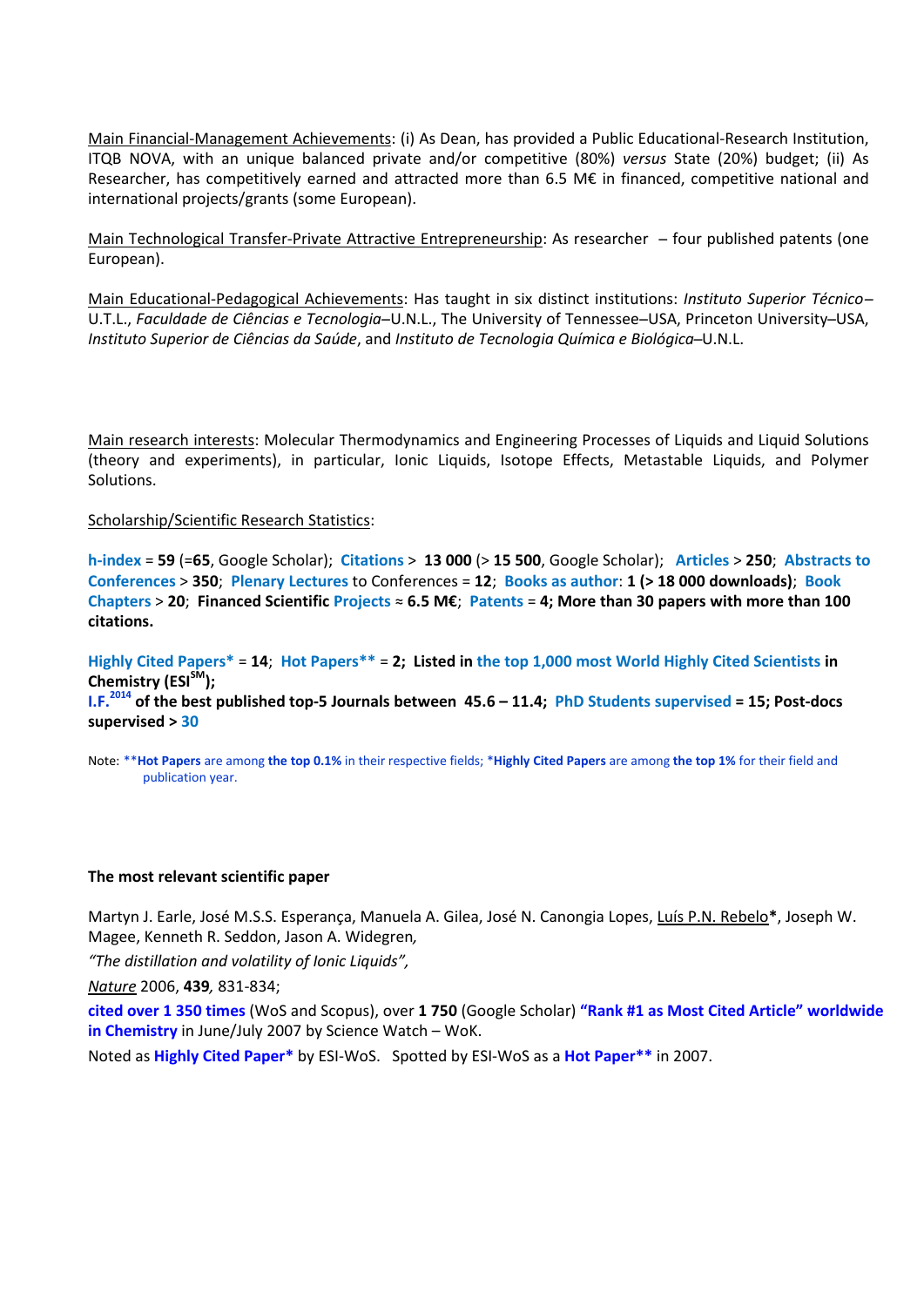Main Financial-Management Achievements: (i) As Dean, has provided a Public Educational-Research Institution, ITQB NOVA, with an unique balanced private and/or competitive (80%) *versus* State (20%) budget; (ii) As Researcher, has competitively earned and attracted more than 6.5 M€ in financed, competitive national and international projects/grants (some European).

Main Technological Transfer-Private Attractive Entrepreneurship: As researcher – four published patents (one European).

Main Educational-Pedagogical Achievements: Has taught in six distinct institutions: *Instituto Superior Técnico*–U.T.L., *Faculdade de Ciências e Tecnologia*–U.N.L., The University of Tennessee–USA, Princeton University–USA, *Instituto Superior de Ciências da Saúde*, and *Instituto de Tecnologia Química e Biológica*–U.N.L.

Main research interests: Molecular Thermodynamics and Engineering Processes of Liquids and Liquid Solutions (theory and experiments), in particular, Ionic Liquids, Isotope Effects, Metastable Liquids, and Polymer Solutions.

Scholarship/Scientific Research Statistics:

**h-index** = **59** (=**65**, Google Scholar); **Citations** > **13 000** (> **15 500**, Google Scholar); **Articles** > **250**; **Abstracts to Conferences** > **350**; **Plenary Lectures** to Conferences = **12**; **Books as author**: **1 (> 18 000 downloads)**; **Book Chapters** > **20**; **Financed Scientific Projects ≈ 6.5 M€**; **Patents** = **4; More than 30 papers with more than 100 citations.**

**Highly Cited Papers*** = **14**; **Hot Papers**** = **2**; **Listed in the top 1,000 most World Highly Cited Scientists in Chemistry (ESI[SM]);**
**I.F.[2014] of the best published top-5 Journals between 45.6 – 11.4; PhD Students supervised = 15; Post-docs supervised > 30**

Note: ****Hot Papers** are among **the top 0.1%** in their respective fields; ***Highly Cited Papers** are among **the top 1%** for their field and publication year.

**The most relevant scientific paper**

Martyn J. Earle, José M.S.S. Esperança, Manuela A. Gilea, José N. Canongia Lopes, Luís P.N. Rebelo**\***, Joseph W. Magee, Kenneth R. Seddon, Jason A. Widegren*,*

*"The distillation and volatility of Ionic Liquids",*

*Nature* 2006, **439***,* 831-834;

**cited over 1 350 times** (WoS and Scopus), over **1 750** (Google Scholar) **"Rank #1 as Most Cited Article" worldwide in Chemistry** in June/July 2007 by Science Watch – WoK.

Noted as **Highly Cited Paper*** by ESI-WoS. Spotted by ESI-WoS as a **Hot Paper**** in 2007.